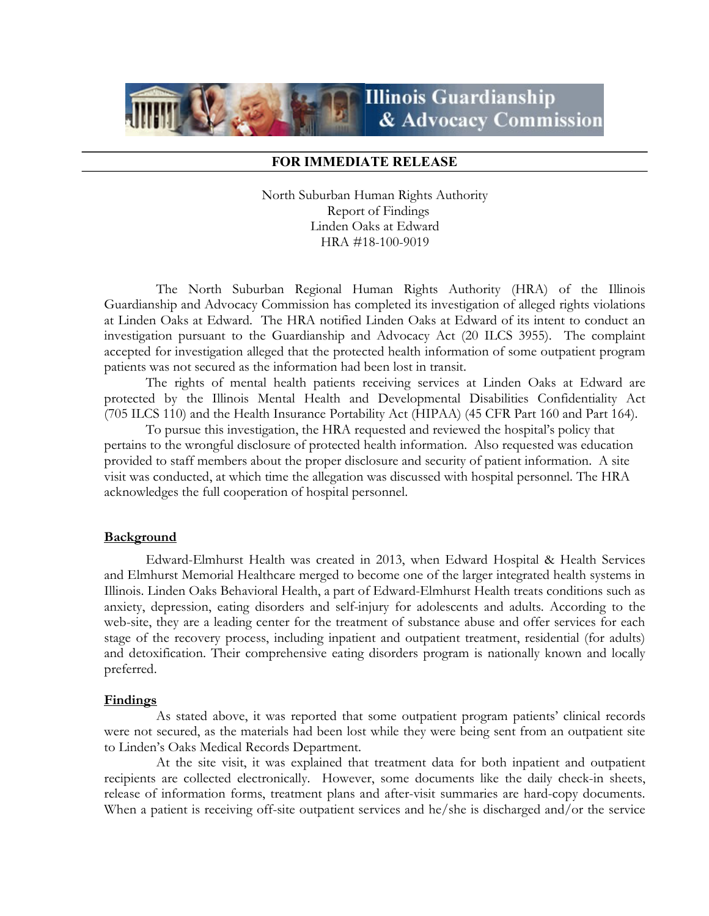Illinois Guardianship & Advocacy Commission

**FOR IMMEDIATE RELEASE**

North Suburban Human Rights Authority
Report of Findings
Linden Oaks at Edward
HRA #18-100-9019

The North Suburban Regional Human Rights Authority (HRA) of the Illinois Guardianship and Advocacy Commission has completed its investigation of alleged rights violations at Linden Oaks at Edward. The HRA notified Linden Oaks at Edward of its intent to conduct an investigation pursuant to the Guardianship and Advocacy Act (20 ILCS 3955). The complaint accepted for investigation alleged that the protected health information of some outpatient program patients was not secured as the information had been lost in transit.

The rights of mental health patients receiving services at Linden Oaks at Edward are protected by the Illinois Mental Health and Developmental Disabilities Confidentiality Act (705 ILCS 110) and the Health Insurance Portability Act (HIPAA) (45 CFR Part 160 and Part 164).

To pursue this investigation, the HRA requested and reviewed the hospital's policy that pertains to the wrongful disclosure of protected health information. Also requested was education provided to staff members about the proper disclosure and security of patient information. A site visit was conducted, at which time the allegation was discussed with hospital personnel. The HRA acknowledges the full cooperation of hospital personnel.

## Background

Edward-Elmhurst Health was created in 2013, when Edward Hospital & Health Services and Elmhurst Memorial Healthcare merged to become one of the larger integrated health systems in Illinois. Linden Oaks Behavioral Health, a part of Edward-Elmhurst Health treats conditions such as anxiety, depression, eating disorders and self-injury for adolescents and adults. According to the web-site, they are a leading center for the treatment of substance abuse and offer services for each stage of the recovery process, including inpatient and outpatient treatment, residential (for adults) and detoxification. Their comprehensive eating disorders program is nationally known and locally preferred.

## Findings

As stated above, it was reported that some outpatient program patients' clinical records were not secured, as the materials had been lost while they were being sent from an outpatient site to Linden's Oaks Medical Records Department.

At the site visit, it was explained that treatment data for both inpatient and outpatient recipients are collected electronically. However, some documents like the daily check-in sheets, release of information forms, treatment plans and after-visit summaries are hard-copy documents. When a patient is receiving off-site outpatient services and he/she is discharged and/or the service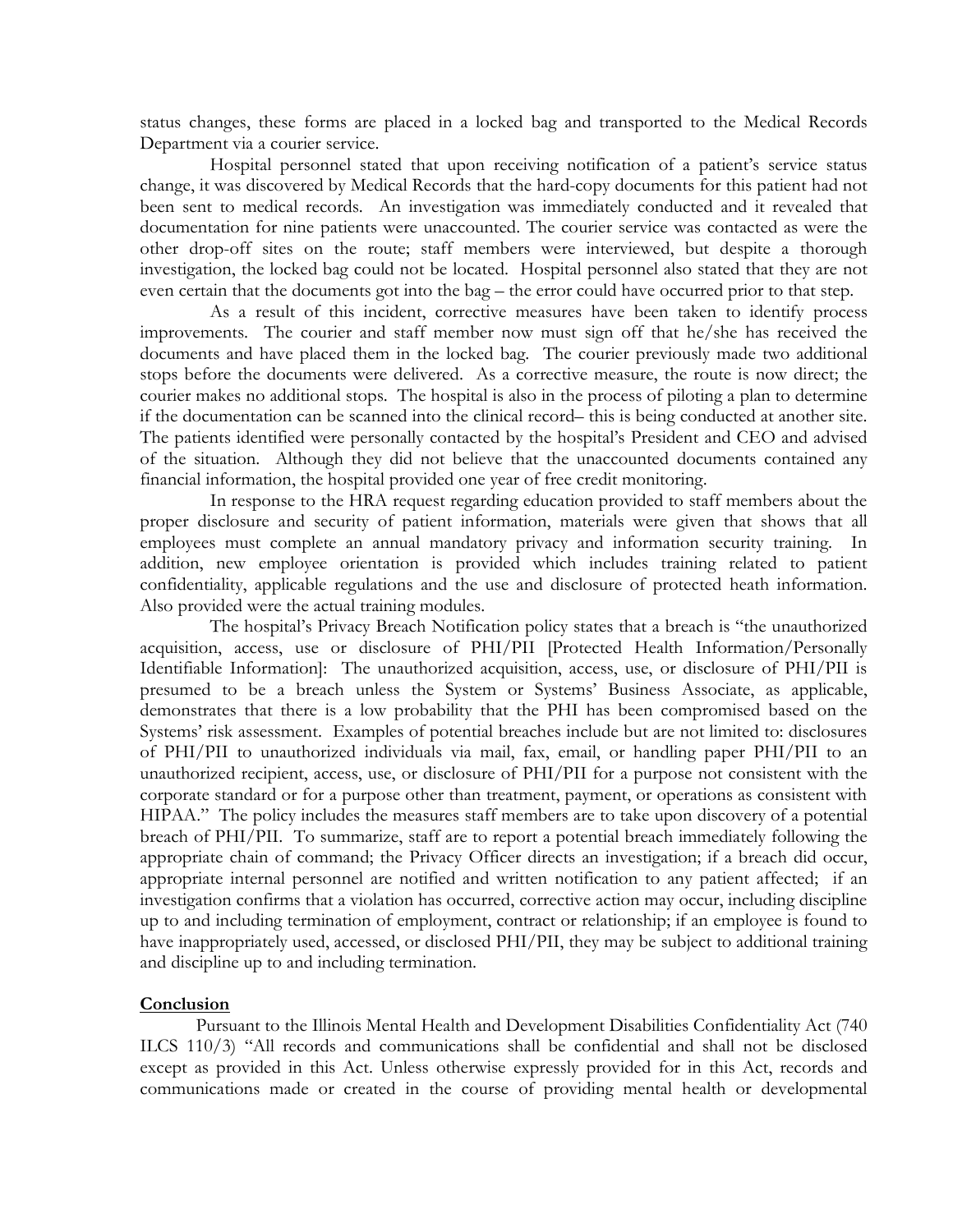status changes, these forms are placed in a locked bag and transported to the Medical Records Department via a courier service.

Hospital personnel stated that upon receiving notification of a patient's service status change, it was discovered by Medical Records that the hard-copy documents for this patient had not been sent to medical records. An investigation was immediately conducted and it revealed that documentation for nine patients were unaccounted. The courier service was contacted as were the other drop-off sites on the route; staff members were interviewed, but despite a thorough investigation, the locked bag could not be located. Hospital personnel also stated that they are not even certain that the documents got into the bag – the error could have occurred prior to that step.

As a result of this incident, corrective measures have been taken to identify process improvements. The courier and staff member now must sign off that he/she has received the documents and have placed them in the locked bag. The courier previously made two additional stops before the documents were delivered. As a corrective measure, the route is now direct; the courier makes no additional stops. The hospital is also in the process of piloting a plan to determine if the documentation can be scanned into the clinical record– this is being conducted at another site. The patients identified were personally contacted by the hospital's President and CEO and advised of the situation. Although they did not believe that the unaccounted documents contained any financial information, the hospital provided one year of free credit monitoring.

In response to the HRA request regarding education provided to staff members about the proper disclosure and security of patient information, materials were given that shows that all employees must complete an annual mandatory privacy and information security training. In addition, new employee orientation is provided which includes training related to patient confidentiality, applicable regulations and the use and disclosure of protected heath information. Also provided were the actual training modules.

The hospital's Privacy Breach Notification policy states that a breach is "the unauthorized acquisition, access, use or disclosure of PHI/PII [Protected Health Information/Personally Identifiable Information]: The unauthorized acquisition, access, use, or disclosure of PHI/PII is presumed to be a breach unless the System or Systems' Business Associate, as applicable, demonstrates that there is a low probability that the PHI has been compromised based on the Systems' risk assessment. Examples of potential breaches include but are not limited to: disclosures of PHI/PII to unauthorized individuals via mail, fax, email, or handling paper PHI/PII to an unauthorized recipient, access, use, or disclosure of PHI/PII for a purpose not consistent with the corporate standard or for a purpose other than treatment, payment, or operations as consistent with HIPAA." The policy includes the measures staff members are to take upon discovery of a potential breach of PHI/PII. To summarize, staff are to report a potential breach immediately following the appropriate chain of command; the Privacy Officer directs an investigation; if a breach did occur, appropriate internal personnel are notified and written notification to any patient affected; if an investigation confirms that a violation has occurred, corrective action may occur, including discipline up to and including termination of employment, contract or relationship; if an employee is found to have inappropriately used, accessed, or disclosed PHI/PII, they may be subject to additional training and discipline up to and including termination.

## Conclusion

Pursuant to the Illinois Mental Health and Development Disabilities Confidentiality Act (740 ILCS 110/3) "All records and communications shall be confidential and shall not be disclosed except as provided in this Act. Unless otherwise expressly provided for in this Act, records and communications made or created in the course of providing mental health or developmental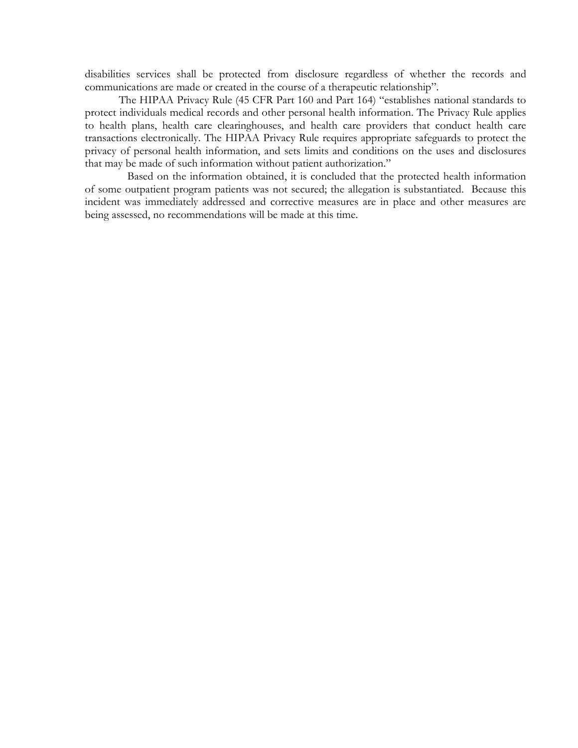disabilities services shall be protected from disclosure regardless of whether the records and communications are made or created in the course of a therapeutic relationship".

The HIPAA Privacy Rule (45 CFR Part 160 and Part 164) "establishes national standards to protect individuals medical records and other personal health information. The Privacy Rule applies to health plans, health care clearinghouses, and health care providers that conduct health care transactions electronically. The HIPAA Privacy Rule requires appropriate safeguards to protect the privacy of personal health information, and sets limits and conditions on the uses and disclosures that may be made of such information without patient authorization."

Based on the information obtained, it is concluded that the protected health information of some outpatient program patients was not secured; the allegation is substantiated. Because this incident was immediately addressed and corrective measures are in place and other measures are being assessed, no recommendations will be made at this time.